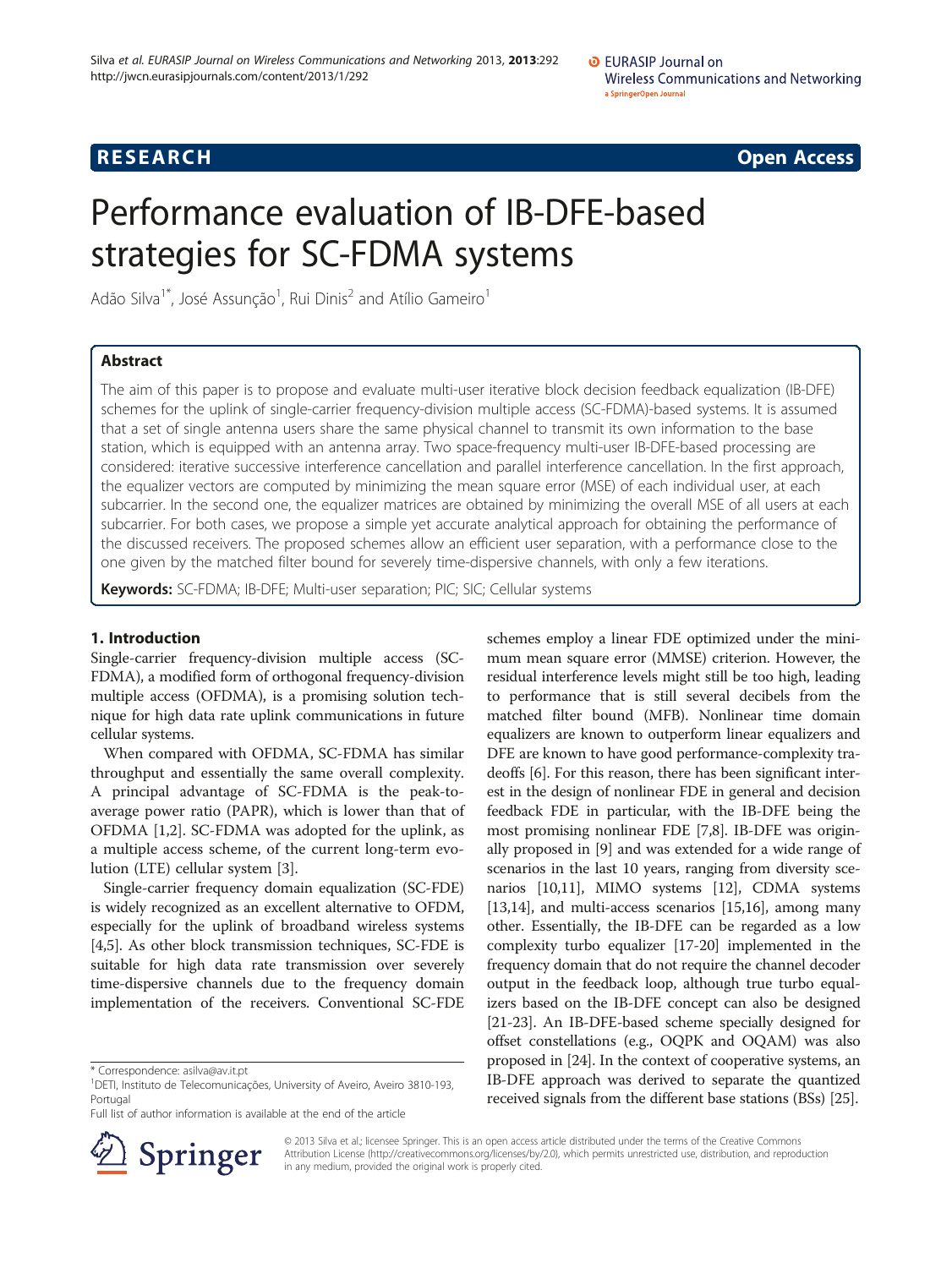RESEARCH Open Access

# Performance evaluation of IB-DFE-based strategies for SC-FDMA systems

Adão Silva[1*], José Assunção[1], Rui Dinis[2] and Atílio Gameiro[1]

## Abstract

The aim of this paper is to propose and evaluate multi-user iterative block decision feedback equalization (IB-DFE) schemes for the uplink of single-carrier frequency-division multiple access (SC-FDMA)-based systems. It is assumed that a set of single antenna users share the same physical channel to transmit its own information to the base station, which is equipped with an antenna array. Two space-frequency multi-user IB-DFE-based processing are considered: iterative successive interference cancellation and parallel interference cancellation. In the first approach, the equalizer vectors are computed by minimizing the mean square error (MSE) of each individual user, at each subcarrier. In the second one, the equalizer matrices are obtained by minimizing the overall MSE of all users at each subcarrier. For both cases, we propose a simple yet accurate analytical approach for obtaining the performance of the discussed receivers. The proposed schemes allow an efficient user separation, with a performance close to the one given by the matched filter bound for severely time-dispersive channels, with only a few iterations.

**Keywords:** SC-FDMA; IB-DFE; Multi-user separation; PIC; SIC; Cellular systems

## 1. Introduction

Single-carrier frequency-division multiple access (SC-FDMA), a modified form of orthogonal frequency-division multiple access (OFDMA), is a promising solution technique for high data rate uplink communications in future cellular systems.

When compared with OFDMA, SC-FDMA has similar throughput and essentially the same overall complexity. A principal advantage of SC-FDMA is the peak-to-average power ratio (PAPR), which is lower than that of OFDMA [1,2]. SC-FDMA was adopted for the uplink, as a multiple access scheme, of the current long-term evolution (LTE) cellular system [3].

Single-carrier frequency domain equalization (SC-FDE) is widely recognized as an excellent alternative to OFDM, especially for the uplink of broadband wireless systems [4,5]. As other block transmission techniques, SC-FDE is suitable for high data rate transmission over severely time-dispersive channels due to the frequency domain implementation of the receivers. Conventional SC-FDE schemes employ a linear FDE optimized under the minimum mean square error (MMSE) criterion. However, the residual interference levels might still be too high, leading to performance that is still several decibels from the matched filter bound (MFB). Nonlinear time domain equalizers are known to outperform linear equalizers and DFE are known to have good performance-complexity tradeoffs [6]. For this reason, there has been significant interest in the design of nonlinear FDE in general and decision feedback FDE in particular, with the IB-DFE being the most promising nonlinear FDE [7,8]. IB-DFE was originally proposed in [9] and was extended for a wide range of scenarios in the last 10 years, ranging from diversity scenarios [10,11], MIMO systems [12], CDMA systems [13,14], and multi-access scenarios [15,16], among many other. Essentially, the IB-DFE can be regarded as a low complexity turbo equalizer [17-20] implemented in the frequency domain that do not require the channel decoder output in the feedback loop, although true turbo equalizers based on the IB-DFE concept can also be designed [21-23]. An IB-DFE-based scheme specially designed for offset constellations (e.g., OQPK and OQAM) was also proposed in [24]. In the context of cooperative systems, an IB-DFE approach was derived to separate the quantized received signals from the different base stations (BSs) [25].

* Correspondence: asilva@av.it.pt
[1]DETI, Instituto de Telecomunicações, University of Aveiro, Aveiro 3810-193, Portugal
Full list of author information is available at the end of the article

© 2013 Silva et al.; licensee Springer. This is an open access article distributed under the terms of the Creative Commons Attribution License (http://creativecommons.org/licenses/by/2.0), which permits unrestricted use, distribution, and reproduction in any medium, provided the original work is properly cited.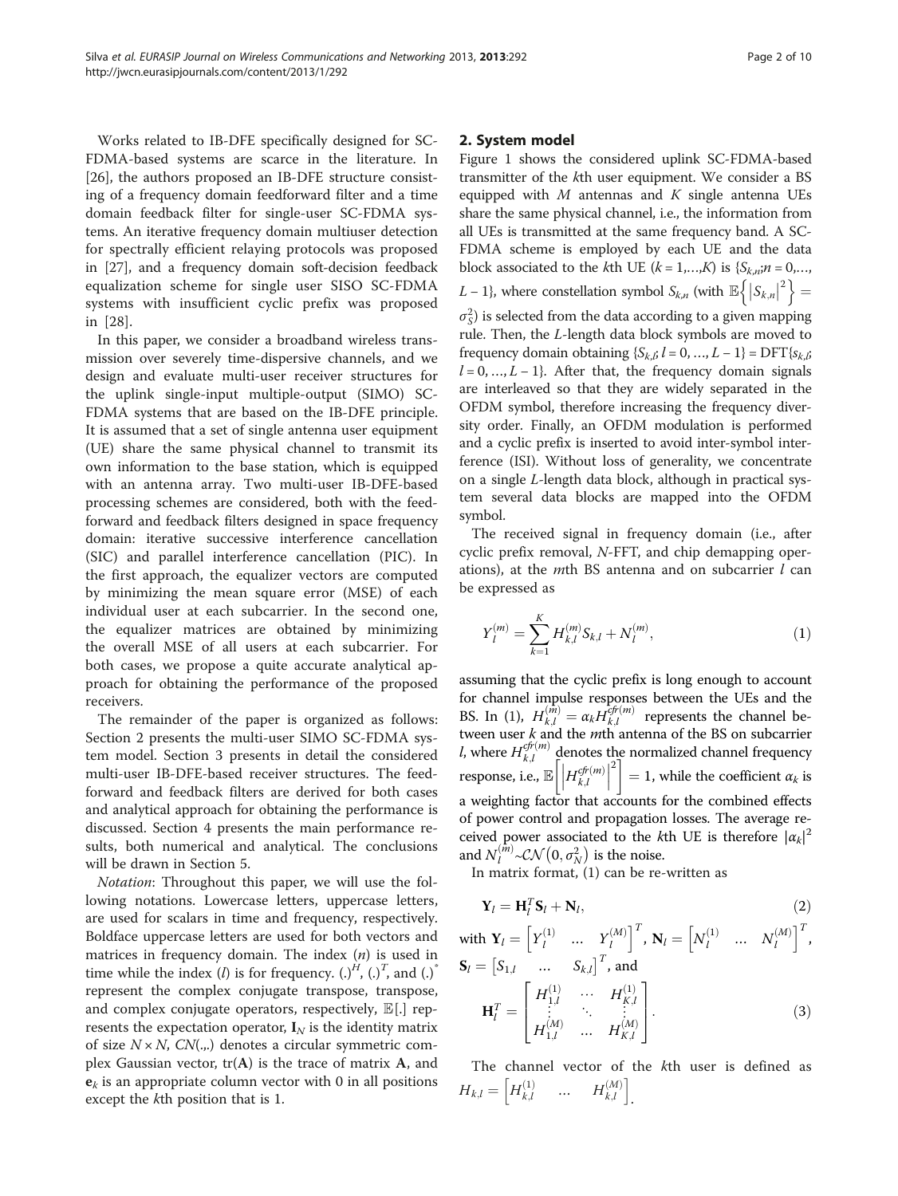Works related to IB-DFE specifically designed for SC-FDMA-based systems are scarce in the literature. In [26], the authors proposed an IB-DFE structure consisting of a frequency domain feedforward filter and a time domain feedback filter for single-user SC-FDMA systems. An iterative frequency domain multiuser detection for spectrally efficient relaying protocols was proposed in [27], and a frequency domain soft-decision feedback equalization scheme for single user SISO SC-FDMA systems with insufficient cyclic prefix was proposed in [28].

In this paper, we consider a broadband wireless transmission over severely time-dispersive channels, and we design and evaluate multi-user receiver structures for the uplink single-input multiple-output (SIMO) SC-FDMA systems that are based on the IB-DFE principle. It is assumed that a set of single antenna user equipment (UE) share the same physical channel to transmit its own information to the base station, which is equipped with an antenna array. Two multi-user IB-DFE-based processing schemes are considered, both with the feedforward and feedback filters designed in space frequency domain: iterative successive interference cancellation (SIC) and parallel interference cancellation (PIC). In the first approach, the equalizer vectors are computed by minimizing the mean square error (MSE) of each individual user at each subcarrier. In the second one, the equalizer matrices are obtained by minimizing the overall MSE of all users at each subcarrier. For both cases, we propose a quite accurate analytical approach for obtaining the performance of the proposed receivers.

The remainder of the paper is organized as follows: Section 2 presents the multi-user SIMO SC-FDMA system model. Section 3 presents in detail the considered multi-user IB-DFE-based receiver structures. The feedforward and feedback filters are derived for both cases and analytical approach for obtaining the performance is discussed. Section 4 presents the main performance results, both numerical and analytical. The conclusions will be drawn in Section 5.

*Notation*: Throughout this paper, we will use the following notations. Lowercase letters, uppercase letters, are used for scalars in time and frequency, respectively. Boldface uppercase letters are used for both vectors and matrices in frequency domain. The index $(n)$ is used in time while the index $(l)$ is for frequency. $(.)^H$, $(.)^T$, and $(.)^*$ represent the complex conjugate transpose, transpose, and complex conjugate operators, respectively, $\mathbb{E}[.]$ represents the expectation operator, $\mathbf{I}_N$ is the identity matrix of size $N \times N$, $CN(.,.)$ denotes a circular symmetric complex Gaussian vector, $\mathrm{tr}(\mathbf{A})$ is the trace of matrix $\mathbf{A}$, and $\mathbf{e}_k$ is an appropriate column vector with 0 in all positions except the $k$th position that is 1.

## 2. System model

Figure 1 shows the considered uplink SC-FDMA-based transmitter of the $k$th user equipment. We consider a BS equipped with $M$ antennas and $K$ single antenna UEs share the same physical channel, i.e., the information from all UEs is transmitted at the same frequency band. A SC-FDMA scheme is employed by each UE and the data block associated to the $k$th UE ($k = 1,\ldots,K$) is $\{S_{k,n}; n = 0,\ldots, L-1\}$, where constellation symbol $S_{k,n}$ (with $\mathbb{E}\left\{|S_{k,n}|^2\right\} = \sigma_S^2$) is selected from the data according to a given mapping rule. Then, the $L$-length data block symbols are moved to frequency domain obtaining $\{S_{k,l}; l = 0, \ldots, L-1\} = \mathrm{DFT}\{s_{k,l}; l = 0, \ldots, L-1\}$. After that, the frequency domain signals are interleaved so that they are widely separated in the OFDM symbol, therefore increasing the frequency diversity order. Finally, an OFDM modulation is performed and a cyclic prefix is inserted to avoid inter-symbol interference (ISI). Without loss of generality, we concentrate on a single $L$-length data block, although in practical system several data blocks are mapped into the OFDM symbol.

The received signal in frequency domain (i.e., after cyclic prefix removal, $N$-FFT, and chip demapping operations), at the $m$th BS antenna and on subcarrier $l$ can be expressed as

$$Y_l^{(m)} = \sum_{k=1}^{K} H_{k,l}^{(m)} S_{k,l} + N_l^{(m)}, \tag{1}$$

assuming that the cyclic prefix is long enough to account for channel impulse responses between the UEs and the BS. In (1), $H_{k,l}^{(m)} = \alpha_k H_{k,l}^{cfr(m)}$ represents the channel between user $k$ and the $m$th antenna of the BS on subcarrier $l$, where $H_{k,l}^{cfr(m)}$ denotes the normalized channel frequency response, i.e., $\mathbb{E}\left[\left|H_{k,l}^{cfr(m)}\right|^2\right] = 1$, while the coefficient $\alpha_k$ is a weighting factor that accounts for the combined effects of power control and propagation losses. The average received power associated to the $k$th UE is therefore $|\alpha_k|^2$ and $N_l^{(m)} \sim \mathcal{CN}\left(0, \sigma_N^2\right)$ is the noise.

In matrix format, (1) can be re-written as

$$\mathbf{Y}_l = \mathbf{H}_l^T \mathbf{S}_l + \mathbf{N}_l, \tag{2}$$

with $\mathbf{Y}_l = \left[Y_l^{(1)} \quad \ldots \quad Y_l^{(M)}\right]^T$, $\mathbf{N}_l = \left[N_l^{(1)} \quad \ldots \quad N_l^{(M)}\right]^T$, $\mathbf{S}_l = \left[S_{1,l} \quad \ldots \quad S_{k,l}\right]^T$, and

$$\mathbf{H}_l^T = \begin{bmatrix} H_{1,l}^{(1)} & \cdots & H_{K,l}^{(1)} \\ \vdots & \ddots & \vdots \\ H_{1,l}^{(M)} & \ldots & H_{K,l}^{(M)} \end{bmatrix}. \tag{3}$$

The channel vector of the $k$th user is defined as $H_{k,l} = \left[H_{k,l}^{(1)} \quad \ldots \quad H_{k,l}^{(M)}\right]$.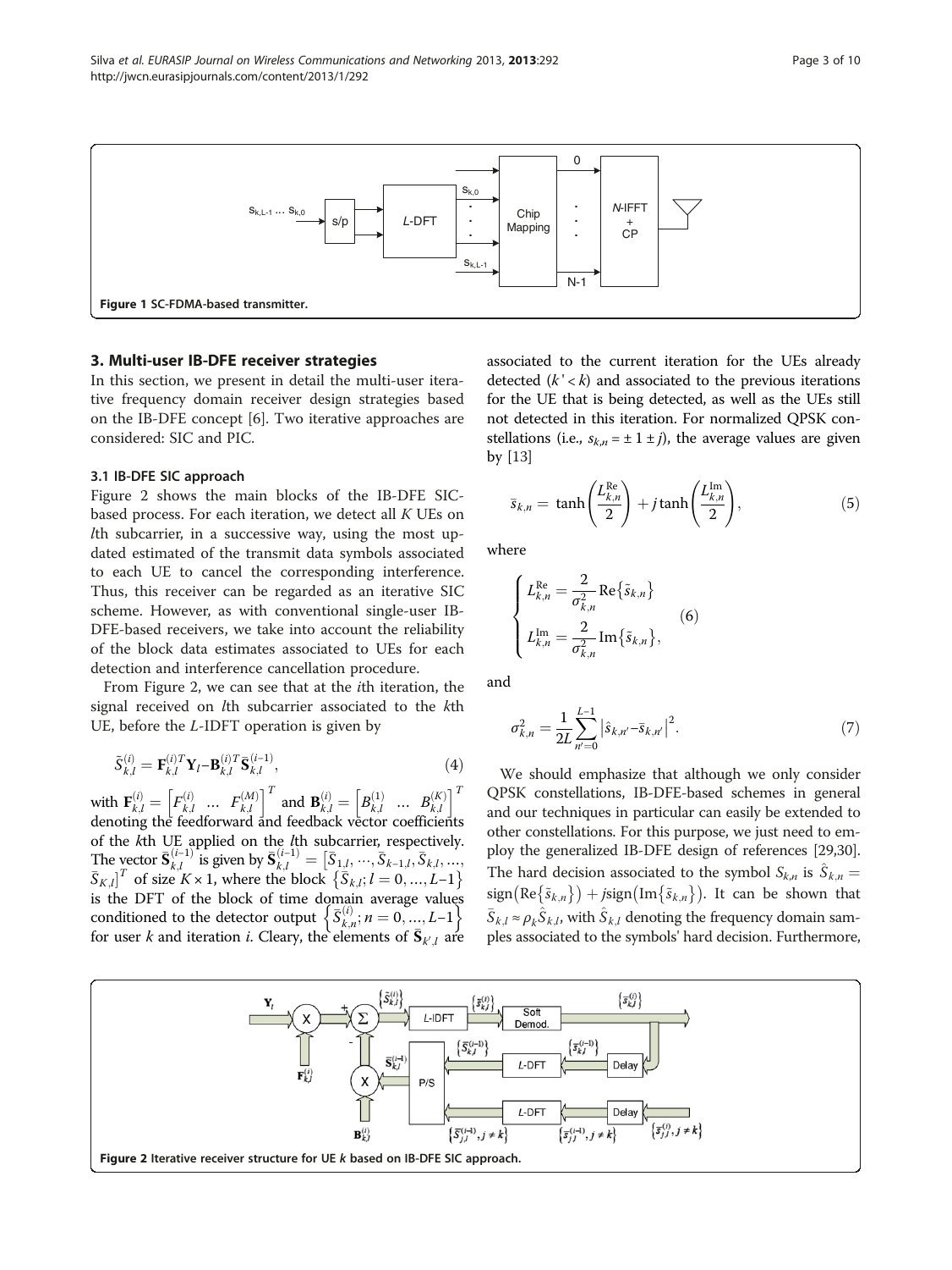Figure 1 SC-FDMA-based transmitter.

## 3. Multi-user IB-DFE receiver strategies

In this section, we present in detail the multi-user iterative frequency domain receiver design strategies based on the IB-DFE concept [6]. Two iterative approaches are considered: SIC and PIC.

### 3.1 IB-DFE SIC approach

Figure 2 shows the main blocks of the IB-DFE SIC-based process. For each iteration, we detect all $K$ UEs on $l$th subcarrier, in a successive way, using the most updated estimated of the transmit data symbols associated to each UE to cancel the corresponding interference. Thus, this receiver can be regarded as an iterative SIC scheme. However, as with conventional single-user IB-DFE-based receivers, we take into account the reliability of the block data estimates associated to UEs for each detection and interference cancellation procedure.

From Figure 2, we can see that at the $i$th iteration, the signal received on $l$th subcarrier associated to the $k$th UE, before the $L$-IDFT operation is given by

$$\tilde{S}_{k,l}^{(i)} = \mathbf{F}_{k,l}^{(i)T}\mathbf{Y}_l - \mathbf{B}_{k,l}^{(i)T}\bar{\mathbf{S}}_{k,l}^{(i-1)}, \tag{4}$$

with $\mathbf{F}_{k,l}^{(i)} = \left[F_{k,l}^{(i)} \;\; \dots \;\; F_{k,l}^{(M)}\right]^T$ and $\mathbf{B}_{k,l}^{(i)} = \left[B_{k,l}^{(1)} \;\; \dots \;\; B_{k,l}^{(K)}\right]^T$ denoting the feedforward and feedback vector coefficients of the $k$th UE applied on the $l$th subcarrier, respectively. The vector $\bar{\mathbf{S}}_{k,l}^{(i-1)}$ is given by $\bar{\mathbf{S}}_{k,l}^{(i-1)} = \left[\bar{S}_{1,l}, \cdots, \bar{S}_{k-1,l}, \bar{S}_{k,l}, \dots, \bar{S}_{K,l}\right]^T$ of size $K \times 1$, where the block $\left\{\bar{S}_{k,l}; l = 0, \dots, L-1\right\}$ is the DFT of the block of time domain average values conditioned to the detector output $\left\{\bar{S}_{k,n}^{(i)}; n = 0, \dots, L-1\right\}$ for user $k$ and iteration $i$. Cleary, the elements of $\bar{\mathbf{S}}_{k',l}$ are associated to the current iteration for the UEs already detected ($k' < k$) and associated to the previous iterations for the UE that is being detected, as well as the UEs still not detected in this iteration. For normalized QPSK constellations (i.e., $s_{k,n} = \pm 1 \pm j$), the average values are given by [13]

$$\bar{s}_{k,n} = \tanh\left(\frac{L_{k,n}^{\mathrm{Re}}}{2}\right) + j\tanh\left(\frac{L_{k,n}^{\mathrm{Im}}}{2}\right), \tag{5}$$

where

$$\begin{cases} L_{k,n}^{\mathrm{Re}} = \dfrac{2}{\sigma_{k,n}^2}\mathrm{Re}\left\{\tilde{s}_{k,n}\right\} \\ L_{k,n}^{\mathrm{Im}} = \dfrac{2}{\sigma_{k,n}^2}\mathrm{Im}\left\{\tilde{s}_{k,n}\right\}, \end{cases} \tag{6}$$

and

$$\sigma_{k,n}^2 = \frac{1}{2L}\sum_{n'=0}^{L-1}\left|\hat{s}_{k,n'} - \bar{s}_{k,n'}\right|^2. \tag{7}$$

We should emphasize that although we only consider QPSK constellations, IB-DFE-based schemes in general and our techniques in particular can easily be extended to other constellations. For this purpose, we just need to employ the generalized IB-DFE design of references [29,30]. The hard decision associated to the symbol $S_{k,n}$ is $\hat{S}_{k,n} = \mathrm{sign}\left(\mathrm{Re}\left\{\tilde{s}_{k,n}\right\}\right) + j\mathrm{sign}\left(\mathrm{Im}\left\{\tilde{s}_{k,n}\right\}\right)$. It can be shown that $\bar{S}_{k,l} \approx \rho_k\hat{S}_{k,l}$, with $\hat{S}_{k,l}$ denoting the frequency domain samples associated to the symbols' hard decision. Furthermore,

Figure 2 Iterative receiver structure for UE $k$ based on IB-DFE SIC approach.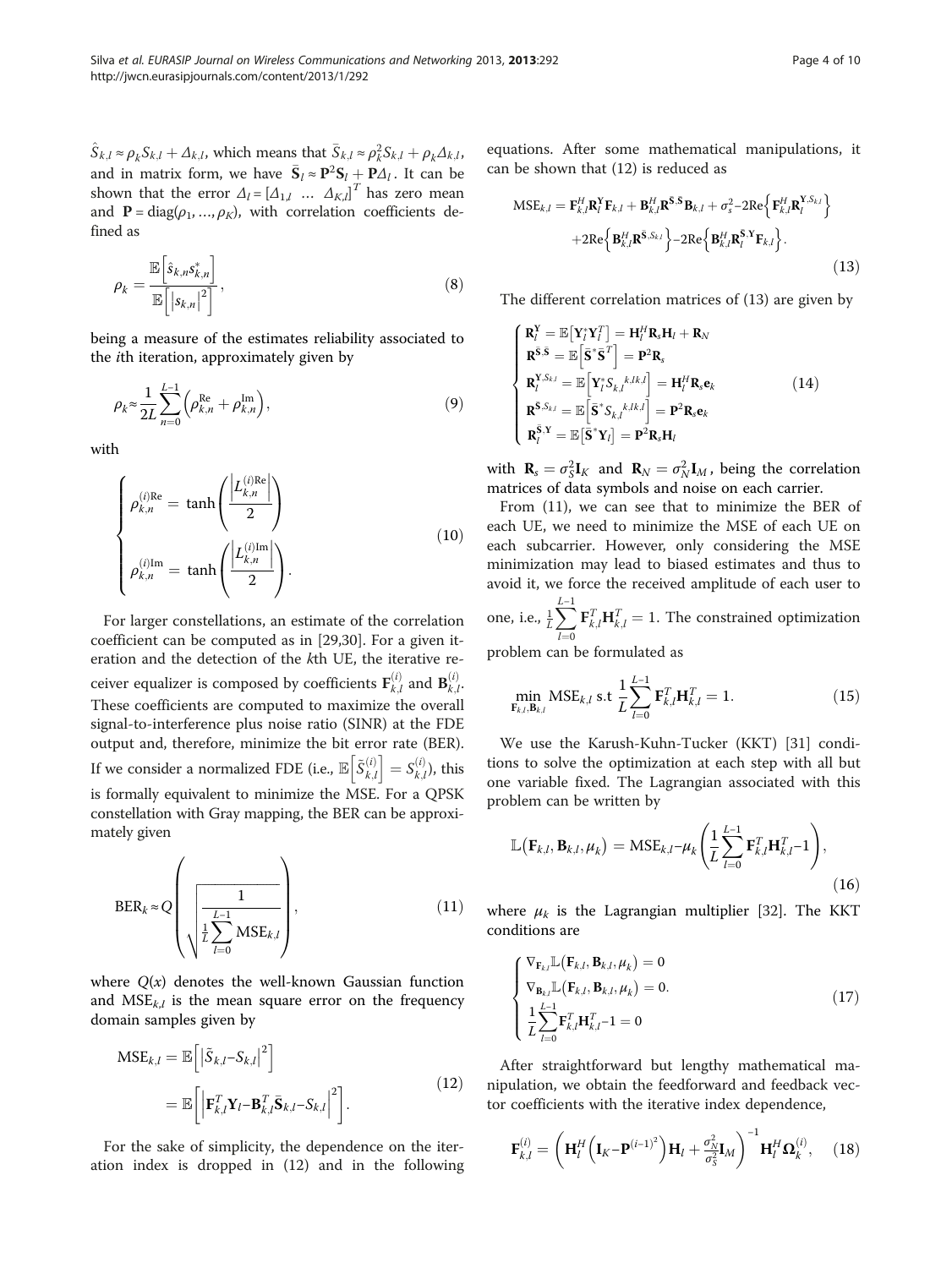$\hat{S}_{k,l} \approx \rho_k S_{k,l} + \Delta_{k,l}$, which means that $\bar{S}_{k,l} \approx \rho_k^2 S_{k,l} + \rho_k \Delta_{k,l}$, and in matrix form, we have $\bar{\mathbf{S}}_l \approx \mathbf{P}^2 \mathbf{S}_l + \mathbf{P}\Delta_l$. It can be shown that the error $\Delta_l = [\Delta_{1,l} \ \ldots \ \Delta_{K,l}]^T$ has zero mean and $\mathbf{P} = \text{diag}(\rho_1, \ldots, \rho_K)$, with correlation coefficients defined as

$$\rho_k = \frac{\mathbb{E}\left[\hat{s}_{k,n} s_{k,n}^*\right]}{\mathbb{E}\left[\left|s_{k,n}\right|^2\right]}, \tag{8}$$

being a measure of the estimates reliability associated to the $i$th iteration, approximately given by

$$\rho_k \approx \frac{1}{2L}\sum_{n=0}^{L-1}\left(\rho_{k,n}^{\text{Re}} + \rho_{k,n}^{\text{Im}}\right), \tag{9}$$

with

$$\begin{cases} \rho_{k,n}^{(i)\text{Re}} = \tanh\left(\dfrac{\left|L_{k,n}^{(i)\text{Re}}\right|}{2}\right) \\ \rho_{k,n}^{(i)\text{Im}} = \tanh\left(\dfrac{\left|L_{k,n}^{(i)\text{Im}}\right|}{2}\right). \end{cases} \tag{10}$$

For larger constellations, an estimate of the correlation coefficient can be computed as in [29,30]. For a given iteration and the detection of the $k$th UE, the iterative receiver equalizer is composed by coefficients $\mathbf{F}_{k,l}^{(i)}$ and $\mathbf{B}_{k,l}^{(i)}$. These coefficients are computed to maximize the overall signal-to-interference plus noise ratio (SINR) at the FDE output and, therefore, minimize the bit error rate (BER). If we consider a normalized FDE (i.e., $\mathbb{E}\left[\tilde{S}_{k,l}^{(i)}\right] = S_{k,l}^{(i)}$), this is formally equivalent to minimize the MSE. For a QPSK constellation with Gray mapping, the BER can be approximately given

$$\text{BER}_k \approx Q\left(\sqrt{\frac{1}{\frac{1}{L}\sum_{l=0}^{L-1}\text{MSE}_{k,l}}}\right), \tag{11}$$

where $Q(x)$ denotes the well-known Gaussian function and $\text{MSE}_{k,l}$ is the mean square error on the frequency domain samples given by

$$\begin{aligned} \text{MSE}_{k,l} &= \mathbb{E}\left[\left|\tilde{S}_{k,l} - S_{k,l}\right|^2\right] \\ &= \mathbb{E}\left[\left|\mathbf{F}_{k,l}^T \mathbf{Y}_l - \mathbf{B}_{k,l}^T \bar{\mathbf{S}}_{k,l} - S_{k,l}\right|^2\right]. \end{aligned} \tag{12}$$

For the sake of simplicity, the dependence on the iteration index is dropped in (12) and in the following equations. After some mathematical manipulations, it can be shown that (12) is reduced as

$$\begin{aligned} \text{MSE}_{k,l} = {} & \mathbf{F}_{k,l}^H \mathbf{R}_l^{\mathbf{Y}} \mathbf{F}_{k,l} + \mathbf{B}_{k,l}^H \mathbf{R}^{\bar{\mathbf{S}},\bar{\mathbf{S}}} \mathbf{B}_{k,l} + \sigma_s^2 - 2\text{Re}\left\{\mathbf{F}_{k,l}^H \mathbf{R}_l^{\mathbf{Y},S_{k,l}}\right\} \\ & + 2\text{Re}\left\{\mathbf{B}_{k,l}^H \mathbf{R}^{\bar{\mathbf{S}},S_{k,l}}\right\} - 2\text{Re}\left\{\mathbf{B}_{k,l}^H \mathbf{R}_l^{\bar{\mathbf{S}},\mathbf{Y}} \mathbf{F}_{k,l}\right\}. \end{aligned} \tag{13}$$

The different correlation matrices of (13) are given by

$$\begin{cases} \mathbf{R}_l^{\mathbf{Y}} = \mathbb{E}\left[\mathbf{Y}_l^* \mathbf{Y}_l^T\right] = \mathbf{H}_l^H \mathbf{R}_s \mathbf{H}_l + \mathbf{R}_N \\ \mathbf{R}^{\bar{\mathbf{S}},\bar{\mathbf{S}}} = \mathbb{E}\left[\bar{\mathbf{S}}^* \bar{\mathbf{S}}^T\right] = \mathbf{P}^2 \mathbf{R}_s \\ \mathbf{R}_l^{\mathbf{Y},S_{k,l}} = \mathbb{E}\left[\mathbf{Y}_l^* S_{k,l}{}^{k,lk,l}\right] = \mathbf{H}_l^H \mathbf{R}_s \mathbf{e}_k \\ \mathbf{R}^{\bar{\mathbf{S}},S_{k,l}} = \mathbb{E}\left[\bar{\mathbf{S}}^* S_{k,l}{}^{k,lk,l}\right] = \mathbf{P}^2 \mathbf{R}_s \mathbf{e}_k \\ \mathbf{R}_l^{\bar{\mathbf{S}},\mathbf{Y}} = \mathbb{E}\left[\bar{\mathbf{S}}^* \mathbf{Y}_l\right] = \mathbf{P}^2 \mathbf{R}_s \mathbf{H}_l \end{cases} \tag{14}$$

with $\mathbf{R}_s = \sigma_S^2 \mathbf{I}_K$ and $\mathbf{R}_N = \sigma_N^2 \mathbf{I}_M$, being the correlation matrices of data symbols and noise on each carrier.

From (11), we can see that to minimize the BER of each UE, we need to minimize the MSE of each UE on each subcarrier. However, only considering the MSE minimization may lead to biased estimates and thus to avoid it, we force the received amplitude of each user to one, i.e., $\frac{1}{L}\sum_{l=0}^{L-1}\mathbf{F}_{k,l}^T \mathbf{H}_{k,l}^T = 1$. The constrained optimization problem can be formulated as

$$\min_{\mathbf{F}_{k,l},\mathbf{B}_{k,l}} \text{MSE}_{k,l} \ \text{s.t} \ \frac{1}{L}\sum_{l=0}^{L-1}\mathbf{F}_{k,l}^T \mathbf{H}_{k,l}^T = 1. \tag{15}$$

We use the Karush-Kuhn-Tucker (KKT) [31] conditions to solve the optimization at each step with all but one variable fixed. The Lagrangian associated with this problem can be written by

$$\mathbb{L}\left(\mathbf{F}_{k,l}, \mathbf{B}_{k,l}, \mu_k\right) = \text{MSE}_{k,l} - \mu_k\left(\frac{1}{L}\sum_{l=0}^{L-1}\mathbf{F}_{k,l}^T \mathbf{H}_{k,l}^T - 1\right), \tag{16}$$

where $\mu_k$ is the Lagrangian multiplier [32]. The KKT conditions are

$$\begin{cases} \nabla_{\mathbf{F}_{k,l}} \mathbb{L}\left(\mathbf{F}_{k,l}, \mathbf{B}_{k,l}, \mu_k\right) = 0 \\ \nabla_{\mathbf{B}_{k,l}} \mathbb{L}\left(\mathbf{F}_{k,l}, \mathbf{B}_{k,l}, \mu_k\right) = 0. \\ \frac{1}{L}\sum_{l=0}^{L-1}\mathbf{F}_{k,l}^T \mathbf{H}_{k,l}^T - 1 = 0 \end{cases} \tag{17}$$

After straightforward but lengthy mathematical manipulation, we obtain the feedforward and feedback vector coefficients with the iterative index dependence,

$$\mathbf{F}_{k,l}^{(i)} = \left(\mathbf{H}_l^H\left(\mathbf{I}_K - \mathbf{P}^{(i-1)^2}\right)\mathbf{H}_l + \frac{\sigma_N^2}{\sigma_S^2}\mathbf{I}_M\right)^{-1}\mathbf{H}_l^H \boldsymbol{\Omega}_k^{(i)}, \tag{18}$$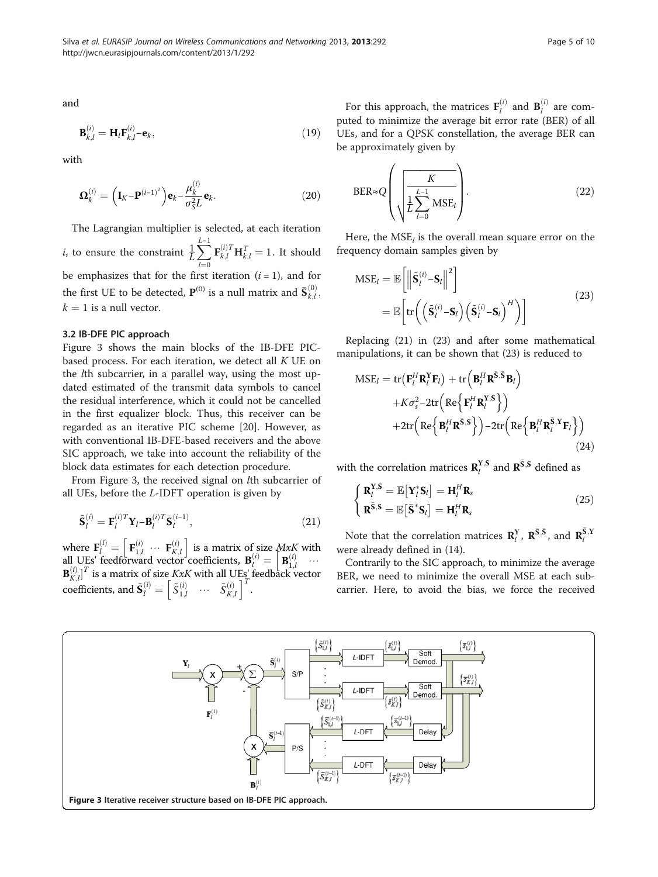and

$$\mathbf{B}_{k,l}^{(i)} = \mathbf{H}_l \mathbf{F}_{k,l}^{(i)} - \mathbf{e}_k, \tag{19}$$

with

$$\boldsymbol{\Omega}_k^{(i)} = \left(\mathbf{I}_K - \mathbf{P}^{(i-1)^2}\right)\mathbf{e}_k - \frac{\mu_k^{(i)}}{\sigma_S^2 L}\mathbf{e}_k. \tag{20}$$

The Lagrangian multiplier is selected, at each iteration $i$, to ensure the constraint $\frac{1}{L}\sum_{l=0}^{L-1}\mathbf{F}_{k,l}^{(i)T}\mathbf{H}_{k,l}^T = 1$. It should be emphasizes that for the first iteration ($i = 1$), and for the first UE to be detected, $\mathbf{P}^{(0)}$ is a null matrix and $\bar{\mathbf{S}}_{k,l}^{(0)}$, $k = 1$ is a null vector.

### 3.2 IB-DFE PIC approach

Figure 3 shows the main blocks of the IB-DFE PIC-based process. For each iteration, we detect all $K$ UE on the $l$th subcarrier, in a parallel way, using the most updated estimated of the transmit data symbols to cancel the residual interference, which it could not be cancelled in the first equalizer block. Thus, this receiver can be regarded as an iterative PIC scheme [20]. However, as with conventional IB-DFE-based receivers and the above SIC approach, we take into account the reliability of the block data estimates for each detection procedure.

From Figure 3, the received signal on $l$th subcarrier of all UEs, before the $L$-IDFT operation is given by

$$\tilde{\mathbf{S}}_l^{(i)} = \mathbf{F}_l^{(i)T}\mathbf{Y}_l - \mathbf{B}_l^{(i)T}\bar{\mathbf{S}}_l^{(i-1)}, \tag{21}$$

where $\mathbf{F}_l^{(i)} = \left[\mathbf{F}_{1,l}^{(i)} \ \cdots \ \mathbf{F}_{K,l}^{(i)}\right]$ is a matrix of size $MxK$ with all UEs' feedforward vector coefficients, $\mathbf{B}_l^{(i)} = \left[\mathbf{B}_{1,l}^{(i)} \ \cdots \ \mathbf{B}_{K,l}^{(i)}\right]^T$ is a matrix of size $KxK$ with all UEs' feedback vector coefficients, and $\tilde{\mathbf{S}}_l^{(i)} = \left[\tilde{S}_{1,l}^{(i)} \ \cdots \ \tilde{S}_{K,l}^{(i)}\right]^T$.

For this approach, the matrices $\mathbf{F}_l^{(i)}$ and $\mathbf{B}_l^{(i)}$ are computed to minimize the average bit error rate (BER) of all UEs, and for a QPSK constellation, the average BER can be approximately given by

$$\text{BER} \approx Q\left(\sqrt{\frac{K}{\frac{1}{L}\sum_{l=0}^{L-1}\text{MSE}_l}}\right). \tag{22}$$

Here, the $\text{MSE}_l$ is the overall mean square error on the frequency domain samples given by

$$\begin{aligned}\text{MSE}_l &= \mathbb{E}\left[\left\|\tilde{\mathbf{S}}_l^{(i)} - \mathbf{S}_l\right\|^2\right] \\ &= \mathbb{E}\left[\text{tr}\left(\left(\tilde{\mathbf{S}}_l^{(i)} - \mathbf{S}_l\right)\left(\tilde{\mathbf{S}}_l^{(i)} - \mathbf{S}_l\right)^H\right)\right]\end{aligned} \tag{23}$$

Replacing (21) in (23) and after some mathematical manipulations, it can be shown that (23) is reduced to

$$\begin{aligned}\text{MSE}_l = &\ \text{tr}\left(\mathbf{F}_l^H\mathbf{R}_l^{\mathbf{Y}}\mathbf{F}_l\right) + \text{tr}\left(\mathbf{B}_l^H\mathbf{R}^{\bar{\mathbf{S}},\bar{\mathbf{S}}}\mathbf{B}_l\right) \\ &+ K\sigma_s^2 - 2\text{tr}\left(\text{Re}\left\{\mathbf{F}_l^H\mathbf{R}_l^{\mathbf{Y},\mathbf{S}}\right\}\right) \\ &+ 2\text{tr}\left(\text{Re}\left\{\mathbf{B}_l^H\mathbf{R}^{\bar{\mathbf{S}},\mathbf{S}}\right\}\right) - 2\text{tr}\left(\text{Re}\left\{\mathbf{B}_l^H\mathbf{R}_l^{\bar{\mathbf{S}},\mathbf{Y}}\mathbf{F}_l\right\}\right)\end{aligned} \tag{24}$$

with the correlation matrices $\mathbf{R}_l^{\mathbf{Y},\mathbf{S}}$ and $\mathbf{R}^{\bar{\mathbf{S}},\mathbf{S}}$ defined as

$$\begin{cases}\mathbf{R}_l^{\mathbf{Y},\mathbf{S}} = \mathbb{E}\left[\mathbf{Y}_l^*\mathbf{S}_l\right] = \mathbf{H}_l^H\mathbf{R}_s \\ \mathbf{R}^{\bar{\mathbf{S}},\mathbf{S}} = \mathbb{E}\left[\bar{\mathbf{S}}^*\mathbf{S}_l\right] = \mathbf{H}_l^H\mathbf{R}_s\end{cases} \tag{25}$$

Note that the correlation matrices $\mathbf{R}_l^{\mathbf{Y}}$, $\mathbf{R}^{\bar{\mathbf{S}},\bar{\mathbf{S}}}$, and $\mathbf{R}_l^{\bar{\mathbf{S}},\mathbf{Y}}$ were already defined in (14).

Contrarily to the SIC approach, to minimize the average BER, we need to minimize the overall MSE at each subcarrier. Here, to avoid the bias, we force the received

**Figure 3** Iterative receiver structure based on IB-DFE PIC approach.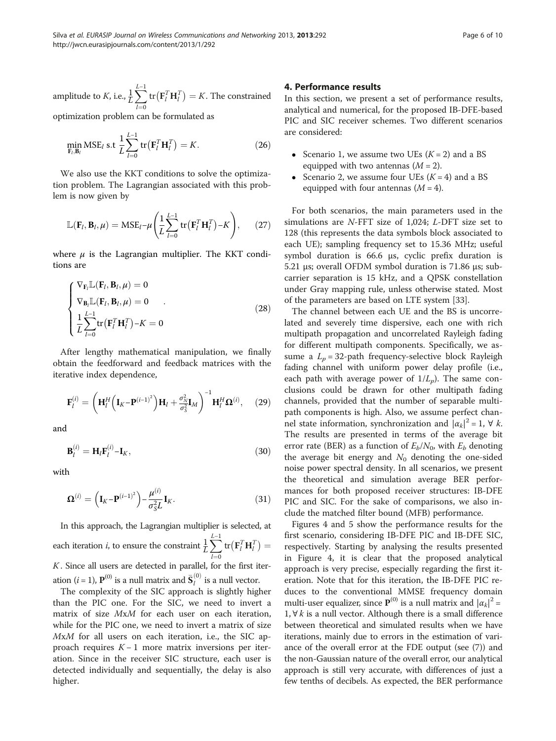amplitude to $K$, i.e., $\frac{1}{L}\sum_{l=0}^{L-1}\operatorname{tr}\left(\mathbf{F}_l^T\mathbf{H}_l^T\right) = K$. The constrained optimization problem can be formulated as

$$\min_{\mathbf{F}_l,\mathbf{B}_l} \mathrm{MSE}_l \text{ s.t } \frac{1}{L}\sum_{l=0}^{L-1}\operatorname{tr}\left(\mathbf{F}_l^T\mathbf{H}_l^T\right) = K. \tag{26}$$

We also use the KKT conditions to solve the optimization problem. The Lagrangian associated with this problem is now given by

$$\mathbb{L}(\mathbf{F}_l,\mathbf{B}_l,\mu) = \mathrm{MSE}_l - \mu\left(\frac{1}{L}\sum_{l=0}^{L-1}\operatorname{tr}\left(\mathbf{F}_l^T\mathbf{H}_l^T\right) - K\right), \tag{27}$$

where $\mu$ is the Lagrangian multiplier. The KKT conditions are

$$\begin{cases} \nabla_{\mathbf{F}_l}\mathbb{L}(\mathbf{F}_l,\mathbf{B}_l,\mu) = 0 \\ \nabla_{\mathbf{B}_l}\mathbb{L}(\mathbf{F}_l,\mathbf{B}_l,\mu) = 0 \\ \frac{1}{L}\sum_{l=0}^{L-1}\operatorname{tr}\left(\mathbf{F}_l^T\mathbf{H}_l^T\right) - K = 0 \end{cases}. \tag{28}$$

After lengthy mathematical manipulation, we finally obtain the feedforward and feedback matrices with the iterative index dependence,

$$\mathbf{F}_l^{(i)} = \left(\mathbf{H}_l^H\left(\mathbf{I}_K - \mathbf{P}^{(i-1)^2}\right)\mathbf{H}_l + \frac{\sigma_N^2}{\sigma_S^2}\mathbf{I}_M\right)^{-1}\mathbf{H}_l^H\boldsymbol{\Omega}^{(i)}, \tag{29}$$

and

$$\mathbf{B}_l^{(i)} = \mathbf{H}_l\mathbf{F}_l^{(i)} - \mathbf{I}_K, \tag{30}$$

with

$$\boldsymbol{\Omega}^{(i)} = \left(\mathbf{I}_K - \mathbf{P}^{(i-1)^2}\right) - \frac{\mu^{(i)}}{\sigma_S^2 L}\mathbf{I}_K. \tag{31}$$

In this approach, the Lagrangian multiplier is selected, at each iteration $i$, to ensure the constraint $\frac{1}{L}\sum_{l=0}^{L-1}\operatorname{tr}\left(\mathbf{F}_l^T\mathbf{H}_l^T\right) = K$. Since all users are detected in parallel, for the first iteration ($i = 1$), $\mathbf{P}^{(0)}$ is a null matrix and $\bar{\mathbf{S}}_l^{(0)}$ is a null vector.

The complexity of the SIC approach is slightly higher than the PIC one. For the SIC, we need to invert a matrix of size $M$x$M$ for each user on each iteration, while for the PIC one, we need to invert a matrix of size $M$x$M$ for all users on each iteration, i.e., the SIC approach requires $K - 1$ more matrix inversions per iteration. Since in the receiver SIC structure, each user is detected individually and sequentially, the delay is also higher.

## 4. Performance results

In this section, we present a set of performance results, analytical and numerical, for the proposed IB-DFE-based PIC and SIC receiver schemes. Two different scenarios are considered:

- Scenario 1, we assume two UEs ($K = 2$) and a BS equipped with two antennas ($M = 2$).
- Scenario 2, we assume four UEs ($K = 4$) and a BS equipped with four antennas ($M = 4$).

For both scenarios, the main parameters used in the simulations are $N$-FFT size of 1,024; $L$-DFT size set to 128 (this represents the data symbols block associated to each UE); sampling frequency set to 15.36 MHz; useful symbol duration is 66.6 μs, cyclic prefix duration is 5.21 μs; overall OFDM symbol duration is 71.86 μs; subcarrier separation is 15 kHz, and a QPSK constellation under Gray mapping rule, unless otherwise stated. Most of the parameters are based on LTE system [33].

The channel between each UE and the BS is uncorrelated and severely time dispersive, each one with rich multipath propagation and uncorrelated Rayleigh fading for different multipath components. Specifically, we assume a $L_p = 32$-path frequency-selective block Rayleigh fading channel with uniform power delay profile (i.e., each path with average power of $1/L_p$). The same conclusions could be drawn for other multipath fading channels, provided that the number of separable multipath components is high. Also, we assume perfect channel state information, synchronization and $|\alpha_k|^2 = 1$, $\forall$ $k$. The results are presented in terms of the average bit error rate (BER) as a function of $E_b/N_0$, with $E_b$ denoting the average bit energy and $N_0$ denoting the one-sided noise power spectral density. In all scenarios, we present the theoretical and simulation average BER performances for both proposed receiver structures: IB-DFE PIC and SIC. For the sake of comparisons, we also include the matched filter bound (MFB) performance.

Figures 4 and 5 show the performance results for the first scenario, considering IB-DFE PIC and IB-DFE SIC, respectively. Starting by analysing the results presented in Figure 4, it is clear that the proposed analytical approach is very precise, especially regarding the first iteration. Note that for this iteration, the IB-DFE PIC reduces to the conventional MMSE frequency domain multi-user equalizer, since $\mathbf{P}^{(0)}$ is a null matrix and $|\alpha_k|^2 = 1, \forall\, k$ is a null vector. Although there is a small difference between theoretical and simulated results when we have iterations, mainly due to errors in the estimation of variance of the overall error at the FDE output (see (7)) and the non-Gaussian nature of the overall error, our analytical approach is still very accurate, with differences of just a few tenths of decibels. As expected, the BER performance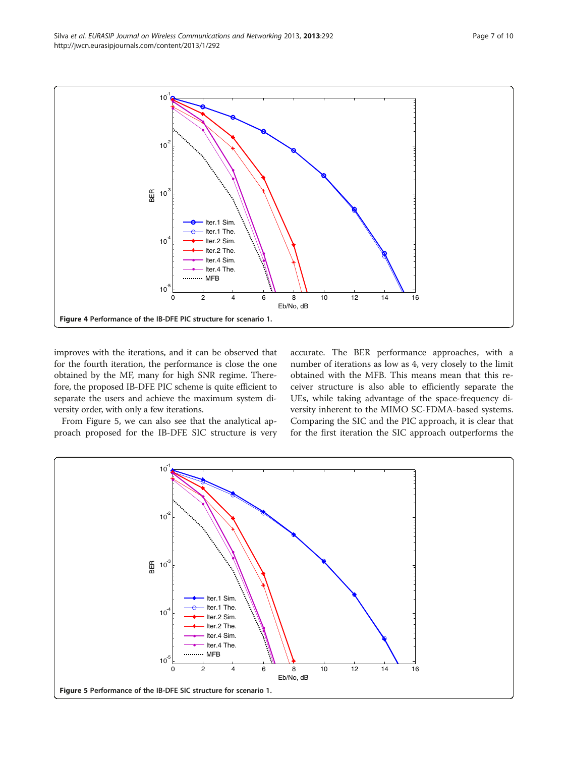Figure 4 Performance of the IB-DFE PIC structure for scenario 1.

improves with the iterations, and it can be observed that for the fourth iteration, the performance is close the one obtained by the MF, many for high SNR regime. Therefore, the proposed IB-DFE PIC scheme is quite efficient to separate the users and achieve the maximum system diversity order, with only a few iterations.

From Figure 5, we can also see that the analytical approach proposed for the IB-DFE SIC structure is very accurate. The BER performance approaches, with a number of iterations as low as 4, very closely to the limit obtained with the MFB. This means mean that this receiver structure is also able to efficiently separate the UEs, while taking advantage of the space-frequency diversity inherent to the MIMO SC-FDMA-based systems. Comparing the SIC and the PIC approach, it is clear that for the first iteration the SIC approach outperforms the

Figure 5 Performance of the IB-DFE SIC structure for scenario 1.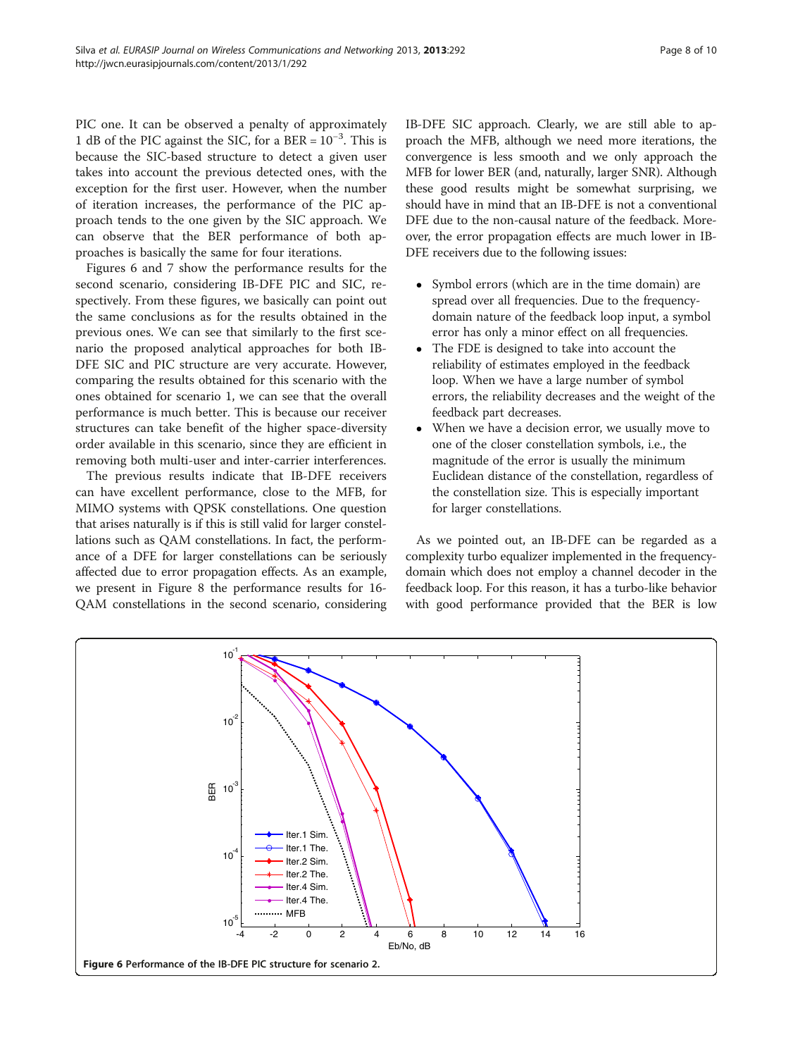PIC one. It can be observed a penalty of approximately 1 dB of the PIC against the SIC, for a BER = $10^{-3}$. This is because the SIC-based structure to detect a given user takes into account the previous detected ones, with the exception for the first user. However, when the number of iteration increases, the performance of the PIC approach tends to the one given by the SIC approach. We can observe that the BER performance of both approaches is basically the same for four iterations.

Figures 6 and 7 show the performance results for the second scenario, considering IB-DFE PIC and SIC, respectively. From these figures, we basically can point out the same conclusions as for the results obtained in the previous ones. We can see that similarly to the first scenario the proposed analytical approaches for both IB-DFE SIC and PIC structure are very accurate. However, comparing the results obtained for this scenario with the ones obtained for scenario 1, we can see that the overall performance is much better. This is because our receiver structures can take benefit of the higher space-diversity order available in this scenario, since they are efficient in removing both multi-user and inter-carrier interferences.

The previous results indicate that IB-DFE receivers can have excellent performance, close to the MFB, for MIMO systems with QPSK constellations. One question that arises naturally is if this is still valid for larger constellations such as QAM constellations. In fact, the performance of a DFE for larger constellations can be seriously affected due to error propagation effects. As an example, we present in Figure 8 the performance results for 16-QAM constellations in the second scenario, considering IB-DFE SIC approach. Clearly, we are still able to approach the MFB, although we need more iterations, the convergence is less smooth and we only approach the MFB for lower BER (and, naturally, larger SNR). Although these good results might be somewhat surprising, we should have in mind that an IB-DFE is not a conventional DFE due to the non-causal nature of the feedback. Moreover, the error propagation effects are much lower in IB-DFE receivers due to the following issues:

- Symbol errors (which are in the time domain) are spread over all frequencies. Due to the frequency-domain nature of the feedback loop input, a symbol error has only a minor effect on all frequencies.
- The FDE is designed to take into account the reliability of estimates employed in the feedback loop. When we have a large number of symbol errors, the reliability decreases and the weight of the feedback part decreases.
- When we have a decision error, we usually move to one of the closer constellation symbols, i.e., the magnitude of the error is usually the minimum Euclidean distance of the constellation, regardless of the constellation size. This is especially important for larger constellations.

As we pointed out, an IB-DFE can be regarded as a complexity turbo equalizer implemented in the frequency-domain which does not employ a channel decoder in the feedback loop. For this reason, it has a turbo-like behavior with good performance provided that the BER is low

**Figure 6** Performance of the IB-DFE PIC structure for scenario 2.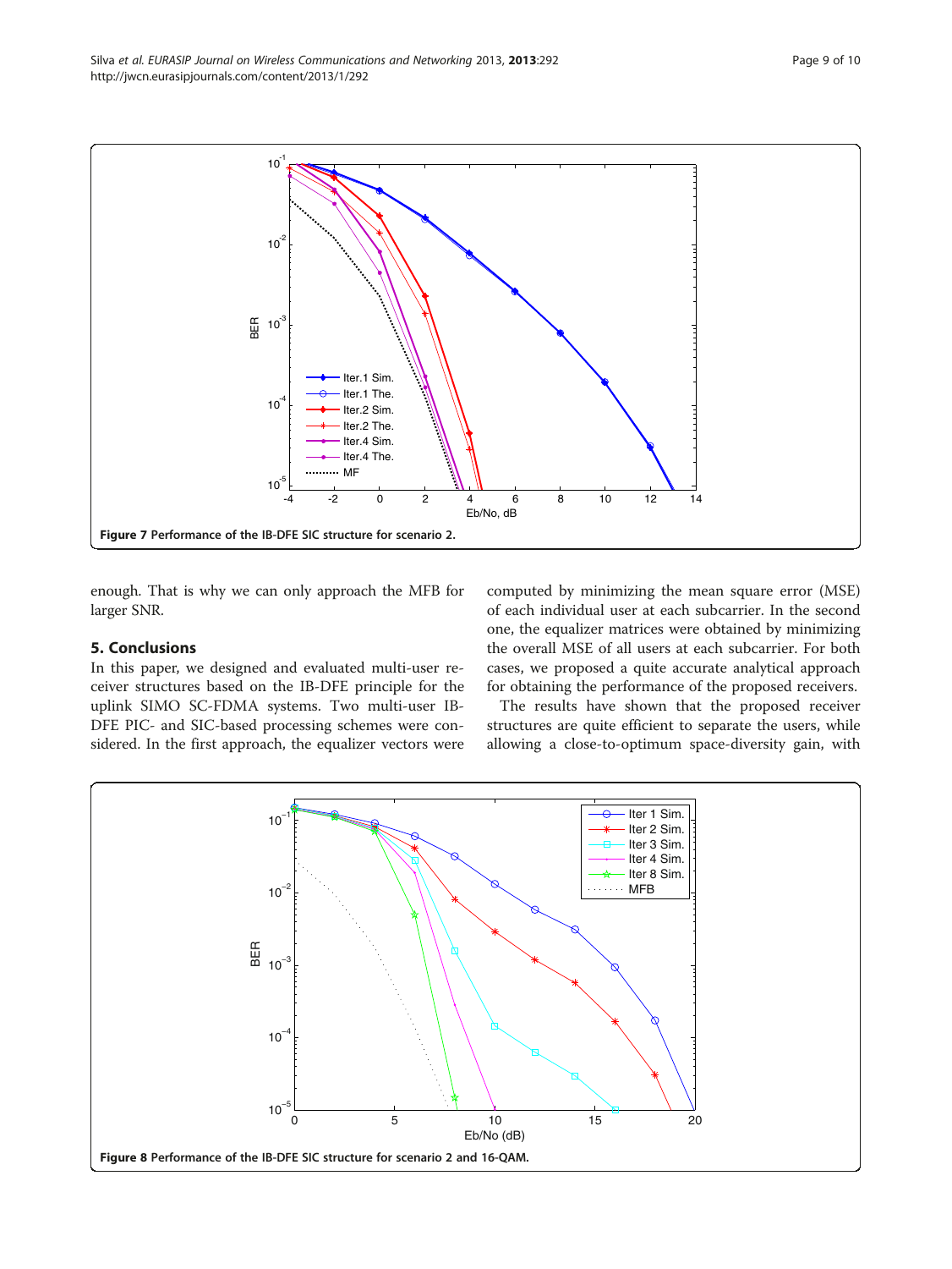Figure 7 Performance of the IB-DFE SIC structure for scenario 2.

enough. That is why we can only approach the MFB for larger SNR.

## 5. Conclusions

In this paper, we designed and evaluated multi-user receiver structures based on the IB-DFE principle for the uplink SIMO SC-FDMA systems. Two multi-user IB-DFE PIC- and SIC-based processing schemes were considered. In the first approach, the equalizer vectors were computed by minimizing the mean square error (MSE) of each individual user at each subcarrier. In the second one, the equalizer matrices were obtained by minimizing the overall MSE of all users at each subcarrier. For both cases, we proposed a quite accurate analytical approach for obtaining the performance of the proposed receivers.

The results have shown that the proposed receiver structures are quite efficient to separate the users, while allowing a close-to-optimum space-diversity gain, with

Figure 8 Performance of the IB-DFE SIC structure for scenario 2 and 16-QAM.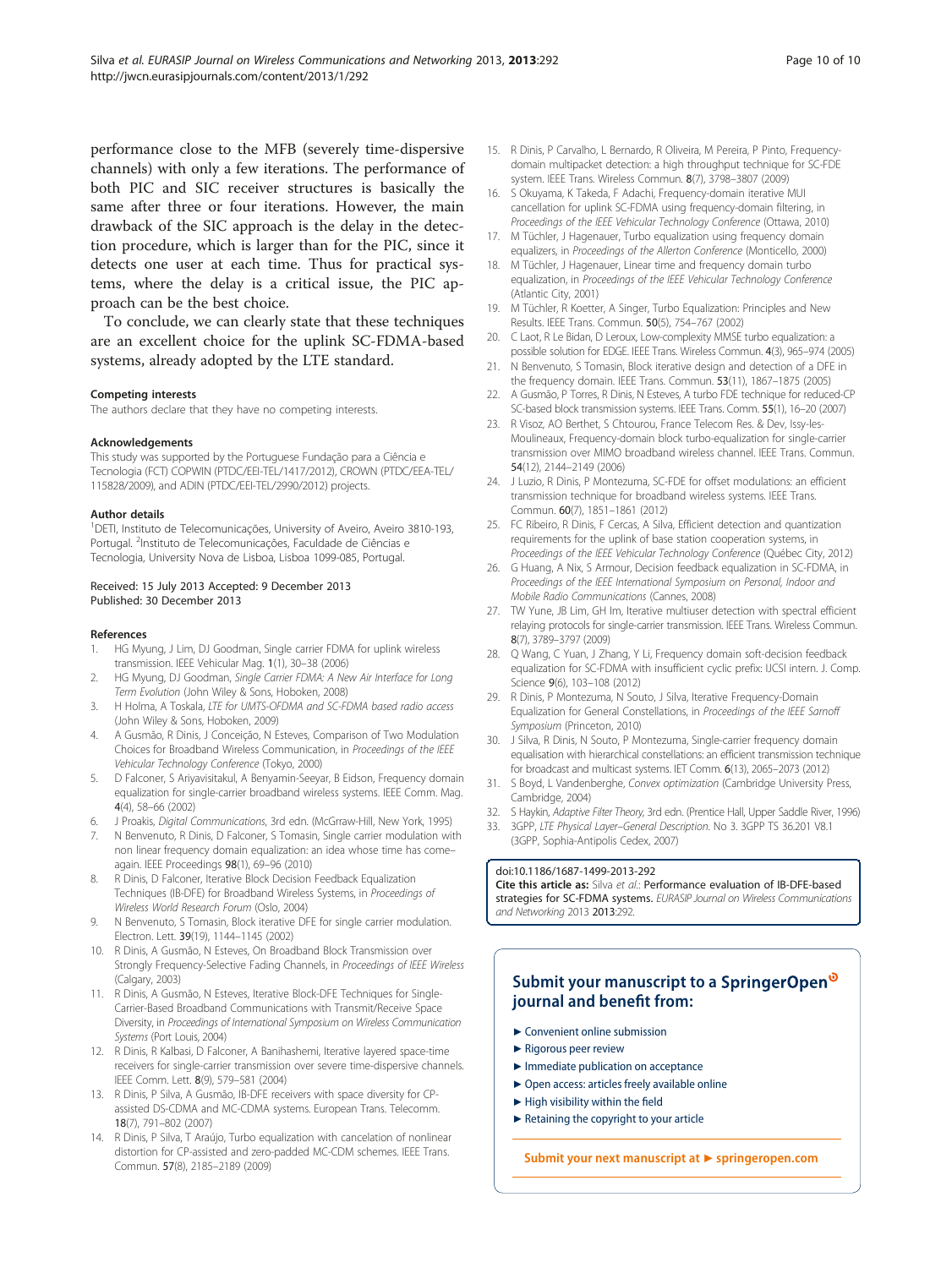performance close to the MFB (severely time-dispersive channels) with only a few iterations. The performance of both PIC and SIC receiver structures is basically the same after three or four iterations. However, the main drawback of the SIC approach is the delay in the detection procedure, which is larger than for the PIC, since it detects one user at each time. Thus for practical systems, where the delay is a critical issue, the PIC approach can be the best choice.

To conclude, we can clearly state that these techniques are an excellent choice for the uplink SC-FDMA-based systems, already adopted by the LTE standard.

#### Competing interests

The authors declare that they have no competing interests.

#### Acknowledgements

This study was supported by the Portuguese Fundação para a Ciência e Tecnologia (FCT) COPWIN (PTDC/EEI-TEL/1417/2012), CROWN (PTDC/EEA-TEL/115828/2009), and ADIN (PTDC/EEI-TEL/2990/2012) projects.

#### Author details

[1]DETI, Instituto de Telecomunicações, University of Aveiro, Aveiro 3810-193, Portugal. [2]Instituto de Telecomunicações, Faculdade de Ciências e Tecnologia, University Nova de Lisboa, Lisboa 1099-085, Portugal.

Received: 15 July 2013 Accepted: 9 December 2013
Published: 30 December 2013

#### References

1. HG Myung, J Lim, DJ Goodman, Single carrier FDMA for uplink wireless transmission. IEEE Vehicular Mag. **1**(1), 30–38 (2006)
2. HG Myung, DJ Goodman, *Single Carrier FDMA: A New Air Interface for Long Term Evolution* (John Wiley & Sons, Hoboken, 2008)
3. H Holma, A Toskala, *LTE for UMTS-OFDMA and SC-FDMA based radio access* (John Wiley & Sons, Hoboken, 2009)
4. A Gusmão, R Dinis, J Conceição, N Esteves, Comparison of Two Modulation Choices for Broadband Wireless Communication, in *Proceedings of the IEEE Vehicular Technology Conference* (Tokyo, 2000)
5. D Falconer, S Ariyavisitakul, A Benyamin-Seeyar, B Eidson, Frequency domain equalization for single-carrier broadband wireless systems. IEEE Comm. Mag. **4**(4), 58–66 (2002)
6. J Proakis, *Digital Communications*, 3rd edn. (McGraw-Hill, New York, 1995)
7. N Benvenuto, R Dinis, D Falconer, S Tomasin, Single carrier modulation with non linear frequency domain equalization: an idea whose time has come–again. IEEE Proceedings **98**(1), 69–96 (2010)
8. R Dinis, D Falconer, Iterative Block Decision Feedback Equalization Techniques (IB-DFE) for Broadband Wireless Systems, in *Proceedings of Wireless World Research Forum* (Oslo, 2004)
9. N Benvenuto, S Tomasin, Block iterative DFE for single carrier modulation. Electron. Lett. **39**(19), 1144–1145 (2002)
10. R Dinis, A Gusmão, N Esteves, On Broadband Block Transmission over Strongly Frequency-Selective Fading Channels, in *Proceedings of IEEE Wireless* (Calgary, 2003)
11. R Dinis, A Gusmão, N Esteves, Iterative Block-DFE Techniques for Single-Carrier-Based Broadband Communications with Transmit/Receive Space Diversity, in *Proceedings of International Symposium on Wireless Communication Systems* (Port Louis, 2004)
12. R Dinis, R Kalbasi, D Falconer, A Banihashemi, Iterative layered space-time receivers for single-carrier transmission over severe time-dispersive channels. IEEE Comm. Lett. **8**(9), 579–581 (2004)
13. R Dinis, P Silva, A Gusmão, IB-DFE receivers with space diversity for CP-assisted DS-CDMA and MC-CDMA systems. European Trans. Telecomm. **18**(7), 791–802 (2007)
14. R Dinis, P Silva, T Araújo, Turbo equalization with cancelation of nonlinear distortion for CP-assisted and zero-padded MC-CDM schemes. IEEE Trans. Commun. **57**(8), 2185–2189 (2009)
15. R Dinis, P Carvalho, L Bernardo, R Oliveira, M Pereira, P Pinto, Frequency-domain multipacket detection: a high throughput technique for SC-FDE system. IEEE Trans. Wireless Commun. **8**(7), 3798–3807 (2009)
16. S Okuyama, K Takeda, F Adachi, Frequency-domain iterative MUI cancellation for uplink SC-FDMA using frequency-domain filtering, in *Proceedings of the IEEE Vehicular Technology Conference* (Ottawa, 2010)
17. M Tüchler, J Hagenauer, Turbo equalization using frequency domain equalizers, in *Proceedings of the Allerton Conference* (Monticello, 2000)
18. M Tüchler, J Hagenauer, Linear time and frequency domain turbo equalization, in *Proceedings of the IEEE Vehicular Technology Conference* (Atlantic City, 2001)
19. M Tüchler, R Koetter, A Singer, Turbo Equalization: Principles and New Results. IEEE Trans. Commun. **50**(5), 754–767 (2002)
20. C Laot, R Le Bidan, D Leroux, Low-complexity MMSE turbo equalization: a possible solution for EDGE. IEEE Trans. Wireless Commun. **4**(3), 965–974 (2005)
21. N Benvenuto, S Tomasin, Block iterative design and detection of a DFE in the frequency domain. IEEE Trans. Commun. **53**(11), 1867–1875 (2005)
22. A Gusmão, P Torres, R Dinis, N Esteves, A turbo FDE technique for reduced-CP SC-based block transmission systems. IEEE Trans. Comm. **55**(1), 16–20 (2007)
23. R Visoz, AO Berthet, S Chtourou, France Telecom Res. & Dev, Issy-les-Moulineaux, Frequency-domain block turbo-equalization for single-carrier transmission over MIMO broadband wireless channel. IEEE Trans. Commun. **54**(12), 2144–2149 (2006)
24. J Luzio, R Dinis, P Montezuma, SC-FDE for offset modulations: an efficient transmission technique for broadband wireless systems. IEEE Trans. Commun. **60**(7), 1851–1861 (2012)
25. FC Ribeiro, R Dinis, F Cercas, A Silva, Efficient detection and quantization requirements for the uplink of base station cooperation systems, in *Proceedings of the IEEE Vehicular Technology Conference* (Québec City, 2012)
26. G Huang, A Nix, S Armour, Decision feedback equalization in SC-FDMA, in *Proceedings of the IEEE International Symposium on Personal, Indoor and Mobile Radio Communications* (Cannes, 2008)
27. TW Yune, JB Lim, GH Im, Iterative multiuser detection with spectral efficient relaying protocols for single-carrier transmission. IEEE Trans. Wireless Commun. **8**(7), 3789–3797 (2009)
28. Q Wang, C Yuan, J Zhang, Y Li, Frequency domain soft-decision feedback equalization for SC-FDMA with insufficient cyclic prefix: IJCSI intern. J. Comp. Science **9**(6), 103–108 (2012)
29. R Dinis, P Montezuma, N Souto, J Silva, Iterative Frequency-Domain Equalization for General Constellations, in *Proceedings of the IEEE Sarnoff Symposium* (Princeton, 2010)
30. J Silva, R Dinis, N Souto, P Montezuma, Single-carrier frequency domain equalisation with hierarchical constellations: an efficient transmission technique for broadcast and multicast systems. IET Comm. **6**(13), 2065–2073 (2012)
31. S Boyd, L Vandenberghe, *Convex optimization* (Cambridge University Press, Cambridge, 2004)
32. S Haykin, *Adaptive Filter Theory*, 3rd edn. (Prentice Hall, Upper Saddle River, 1996)
33. 3GPP, *LTE Physical Layer–General Description*. No 3. 3GPP TS 36.201 V8.1 (3GPP, Sophia-Antipolis Cedex, 2007)

doi:10.1186/1687-1499-2013-292
**Cite this article as:** Silva *et al.*: Performance evaluation of IB-DFE-based strategies for SC-FDMA systems. *EURASIP Journal on Wireless Communications and Networking* 2013 **2013**:292.

**Submit your manuscript to a SpringerOpen journal and benefit from:**

- ► Convenient online submission
- ► Rigorous peer review
- ► Immediate publication on acceptance
- ► Open access: articles freely available online
- ► High visibility within the field
- ► Retaining the copyright to your article

**Submit your next manuscript at ► springeropen.com**